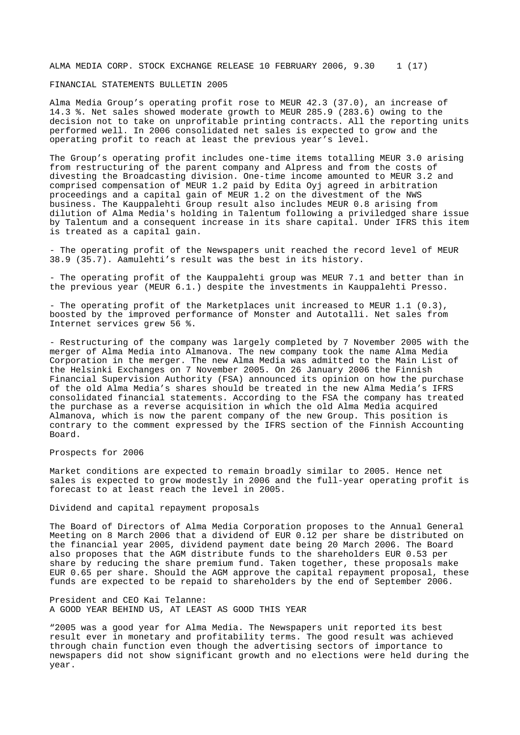ALMA MEDIA CORP. STOCK EXCHANGE RELEASE 10 FEBRUARY 2006, 9.30

# FINANCIAL STATEMENTS BULLETIN 2005

Alma Media Group's operating profit rose to MEUR 42.3 (37.0), an increase of 14.3 %. Net sales showed moderate growth to MEUR 285.9 (283.6) owing to the decision not to take on unprofitable printing contracts. All the reporting units performed well. In 2006 consolidated net sales is expected to grow and the operating profit to reach at least the previous year's level.

The Group's operating profit includes one-time items totalling MEUR 3.0 arising from restructuring of the parent company and Alpress and from the costs of divesting the Broadcasting division. One-time income amounted to MEUR 3.2 and comprised compensation of MEUR 1.2 paid by Edita Oyj agreed in arbitration proceedings and a capital gain of MEUR 1.2 on the divestment of the NWS business. The Kauppalehti Group result also includes MEUR 0.8 arising from dilution of Alma Media's holding in Talentum following a priviledged share issue by Talentum and a consequent increase in its share capital. Under IFRS this item is treated as a capital gain.

- The operating profit of the Newspapers unit reached the record level of MEUR 38.9 (35.7). Aamulehti's result was the best in its history.

- The operating profit of the Kauppalehti group was MEUR 7.1 and better than in the previous year (MEUR 6.1.) despite the investments in Kauppalehti Presso.

- The operating profit of the Marketplaces unit increased to MEUR 1.1 (0.3), boosted by the improved performance of Monster and Autotalli. Net sales from Internet services grew 56 %.

- Restructuring of the company was largely completed by 7 November 2005 with the merger of Alma Media into Almanova. The new company took the name Alma Media Corporation in the merger. The new Alma Media was admitted to the Main List of the Helsinki Exchanges on 7 November 2005. On 26 January 2006 the Finnish Financial Supervision Authority (FSA) announced its opinion on how the purchase of the old Alma Media's shares should be treated in the new Alma Media's IFRS consolidated financial statements. According to the FSA the company has treated the purchase as a reverse acquisition in which the old Alma Media acquired Almanova, which is now the parent company of the new Group. This position is contrary to the comment expressed by the IFRS section of the Finnish Accounting Board.

## Prospects for 2006

Market conditions are expected to remain broadly similar to 2005. Hence net sales is expected to grow modestly in 2006 and the full-year operating profit is forecast to at least reach the level in 2005.

## Dividend and capital repayment proposals

The Board of Directors of Alma Media Corporation proposes to the Annual General Meeting on 8 March 2006 that a dividend of EUR 0.12 per share be distributed on the financial year 2005, dividend payment date being 20 March 2006. The Board also proposes that the AGM distribute funds to the shareholders EUR 0.53 per share by reducing the share premium fund. Taken together, these proposals make EUR 0.65 per share. Should the AGM approve the capital repayment proposal, these funds are expected to be repaid to shareholders by the end of September 2006.

## President and CEO Kai Telanne: A GOOD YEAR BEHIND US, AT LEAST AS GOOD THIS YEAR

"2005 was a good year for Alma Media. The Newspapers unit reported its best result ever in monetary and profitability terms. The good result was achieved through chain function even though the advertising sectors of importance to newspapers did not show significant growth and no elections were held during the year.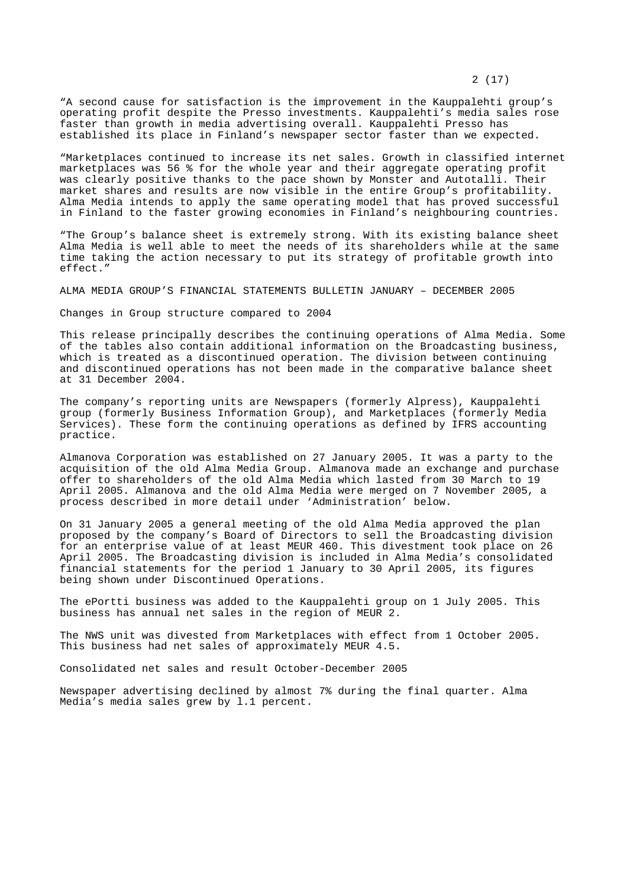“A second cause for satisfaction is the improvement in the Kauppalehti group’s operating profit despite the Presso investments. Kauppalehti’s media sales rose faster than growth in media advertising overall. Kauppalehti Presso has established its place in Finland’s newspaper sector faster than we expected.

“Marketplaces continued to increase its net sales. Growth in classified internet marketplaces was 56 % for the whole year and their aggregate operating profit was clearly positive thanks to the pace shown by Monster and Autotalli. Their market shares and results are now visible in the entire Group’s profitability. Alma Media intends to apply the same operating model that has proved successful in Finland to the faster growing economies in Finland’s neighbouring countries.

“The Group’s balance sheet is extremely strong. With its existing balance sheet Alma Media is well able to meet the needs of its shareholders while at the same time taking the action necessary to put its strategy of profitable growth into effect.”

## ALMA MEDIA GROUP’S FINANCIAL STATEMENTS BULLETIN JANUARY – DECEMBER 2005

### Changes in Group structure compared to 2004

This release principally describes the continuing operations of Alma Media. Some of the tables also contain additional information on the Broadcasting business, which is treated as a discontinued operation. The division between continuing and discontinued operations has not been made in the comparative balance sheet at 31 December 2004.

The company’s reporting units are Newspapers (formerly Alpress), Kauppalehti group (formerly Business Information Group), and Marketplaces (formerly Media Services). These form the continuing operations as defined by IFRS accounting practice.

Almanova Corporation was established on 27 January 2005. It was a party to the acquisition of the old Alma Media Group. Almanova made an exchange and purchase offer to shareholders of the old Alma Media which lasted from 30 March to 19 April 2005. Almanova and the old Alma Media were merged on 7 November 2005, a process described in more detail under ‘Administration’ below.

On 31 January 2005 a general meeting of the old Alma Media approved the plan proposed by the company’s Board of Directors to sell the Broadcasting division for an enterprise value of at least MEUR 460. This divestment took place on 26 April 2005. The Broadcasting division is included in Alma Media’s consolidated financial statements for the period 1 January to 30 April 2005, its figures being shown under Discontinued Operations.

The ePortti business was added to the Kauppalehti group on 1 July 2005. This business has annual net sales in the region of MEUR 2.

The NWS unit was divested from Marketplaces with effect from 1 October 2005. This business had net sales of approximately MEUR 4.5.

### Consolidated net sales and result October-December 2005

Newspaper advertising declined by almost 7% during the final quarter. Alma Media’s media sales grew by l.1 percent.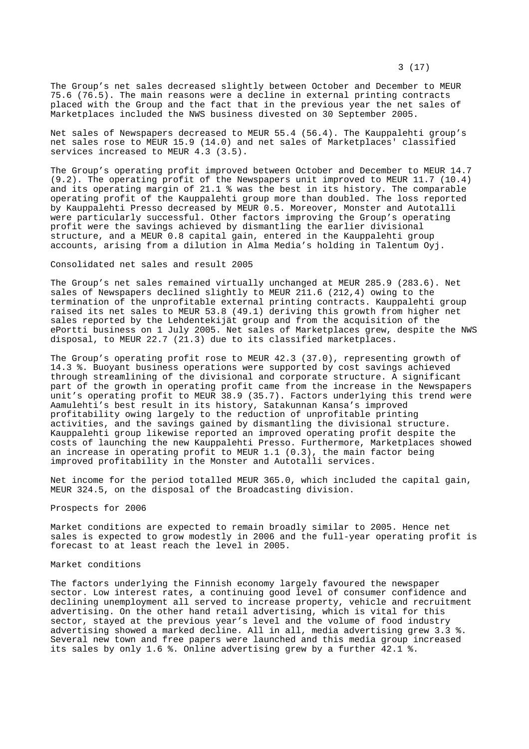The Group’s net sales decreased slightly between October and December to MEUR 75.6 (76.5). The main reasons were a decline in external printing contracts placed with the Group and the fact that in the previous year the net sales of Marketplaces included the NWS business divested on 30 September 2005.

Net sales of Newspapers decreased to MEUR 55.4 (56.4). The Kauppalehti group’s net sales rose to MEUR 15.9 (14.0) and net sales of Marketplaces' classified services increased to MEUR 4.3 (3.5).

The Group’s operating profit improved between October and December to MEUR 14.7 (9.2). The operating profit of the Newspapers unit improved to MEUR 11.7 (10.4) and its operating margin of 21.1 % was the best in its history. The comparable operating profit of the Kauppalehti group more than doubled. The loss reported by Kauppalehti Presso decreased by MEUR 0.5. Moreover, Monster and Autotalli were particularly successful. Other factors improving the Group’s operating profit were the savings achieved by dismantling the earlier divisional structure, and a MEUR 0.8 capital gain, entered in the Kauppalehti group accounts, arising from a dilution in Alma Media’s holding in Talentum Oyj.

## Consolidated net sales and result 2005

The Group’s net sales remained virtually unchanged at MEUR 285.9 (283.6). Net sales of Newspapers declined slightly to MEUR 211.6 (212,4) owing to the termination of the unprofitable external printing contracts. Kauppalehti group raised its net sales to MEUR 53.8 (49.1) deriving this growth from higher net sales reported by the Lehdentekijät group and from the acquisition of the ePortti business on 1 July 2005. Net sales of Marketplaces grew, despite the NWS disposal, to MEUR 22.7 (21.3) due to its classified marketplaces.

The Group’s operating profit rose to MEUR 42.3 (37.0), representing growth of 14.3 %. Buoyant business operations were supported by cost savings achieved through streamlining of the divisional and corporate structure. A significant part of the growth in operating profit came from the increase in the Newspapers unit’s operating profit to MEUR 38.9 (35.7). Factors underlying this trend were Aamulehti’s best result in its history, Satakunnan Kansa’s improved profitability owing largely to the reduction of unprofitable printing activities, and the savings gained by dismantling the divisional structure. Kauppalehti group likewise reported an improved operating profit despite the costs of launching the new Kauppalehti Presso. Furthermore, Marketplaces showed an increase in operating profit to MEUR 1.1 (0.3), the main factor being improved profitability in the Monster and Autotalli services.

Net income for the period totalled MEUR 365.0, which included the capital gain, MEUR 324.5, on the disposal of the Broadcasting division.

## Prospects for 2006

Market conditions are expected to remain broadly similar to 2005. Hence net sales is expected to grow modestly in 2006 and the full-year operating profit is forecast to at least reach the level in 2005.

## Market conditions

The factors underlying the Finnish economy largely favoured the newspaper sector. Low interest rates, a continuing good level of consumer confidence and declining unemployment all served to increase property, vehicle and recruitment advertising. On the other hand retail advertising, which is vital for this sector, stayed at the previous year’s level and the volume of food industry advertising showed a marked decline. All in all, media advertising grew 3.3 %. Several new town and free papers were launched and this media group increased its sales by only 1.6 %. Online advertising grew by a further 42.1 %.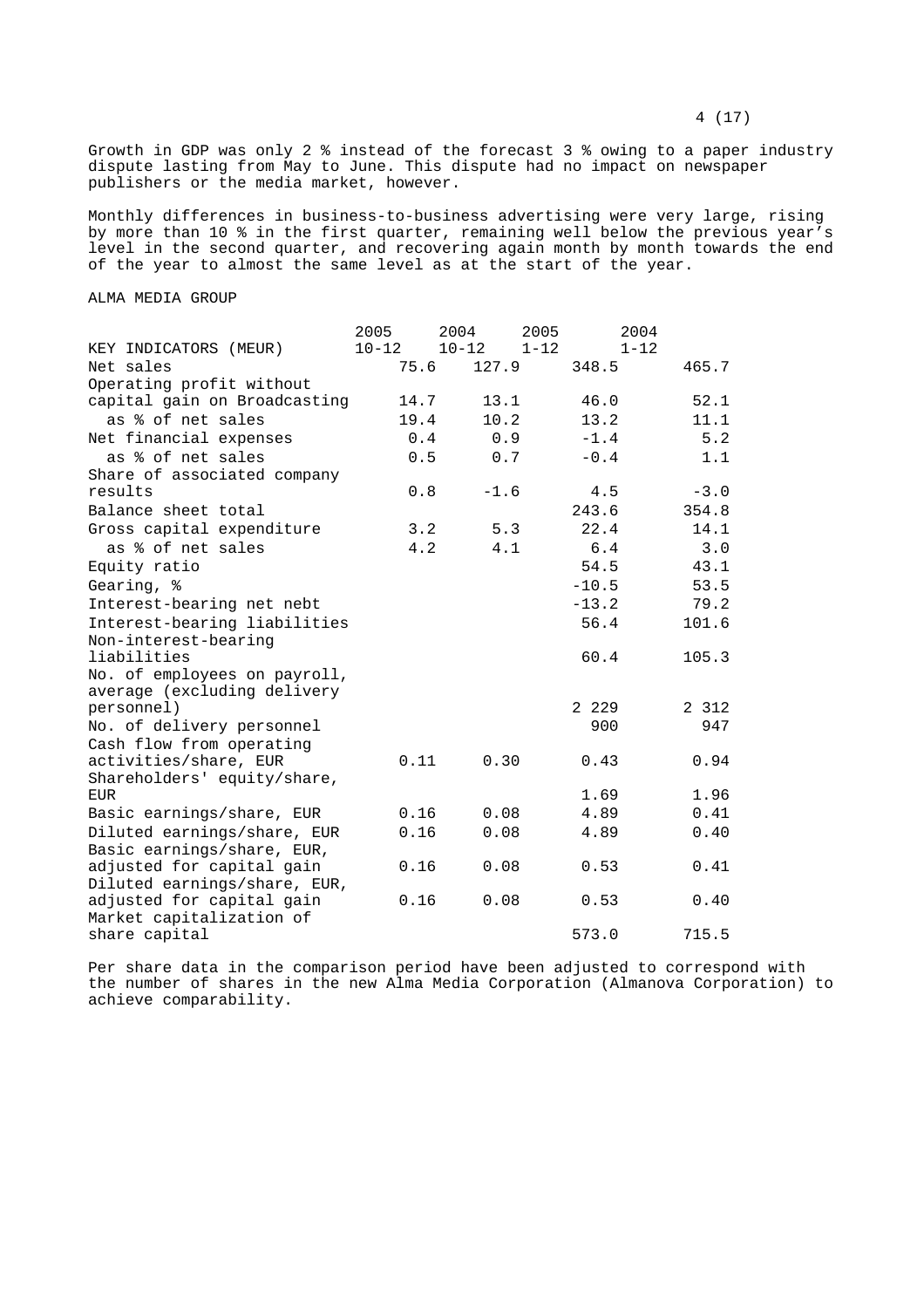Growth in GDP was only 2 % instead of the forecast 3 % owing to a paper industry dispute lasting from May to June. This dispute had no impact on newspaper publishers or the media market, however.

Monthly differences in business-to-business advertising were very large, rising by more than 10 % in the first quarter, remaining well below the previous year's level in the second quarter, and recovering again month by month towards the end of the year to almost the same level as at the start of the year.

ALMA MEDIA GROUP

| KEY INDICATORS (MEUR) | 2005 10-12 | 2004 10-12 | 2005 1-12 | 2004 1-12 |
|---|---|---|---|---|
| Net sales | 75.6 | 127.9 | 348.5 | 465.7 |
| Operating profit without capital gain on Broadcasting | 14.7 | 13.1 | 46.0 | 52.1 |
| as % of net sales | 19.4 | 10.2 | 13.2 | 11.1 |
| Net financial expenses | 0.4 | 0.9 | -1.4 | 5.2 |
| as % of net sales | 0.5 | 0.7 | -0.4 | 1.1 |
| Share of associated company results | 0.8 | -1.6 | 4.5 | -3.0 |
| Balance sheet total | | | 243.6 | 354.8 |
| Gross capital expenditure | 3.2 | 5.3 | 22.4 | 14.1 |
| as % of net sales | 4.2 | 4.1 | 6.4 | 3.0 |
| Equity ratio | | | 54.5 | 43.1 |
| Gearing, % | | | -10.5 | 53.5 |
| Interest-bearing net nebt | | | -13.2 | 79.2 |
| Interest-bearing liabilities | | | 56.4 | 101.6 |
| Non-interest-bearing liabilities | | | 60.4 | 105.3 |
| No. of employees on payroll, average (excluding delivery personnel) | | | 2 229 | 2 312 |
| No. of delivery personnel | | | 900 | 947 |
| Cash flow from operating activities/share, EUR | 0.11 | 0.30 | 0.43 | 0.94 |
| Shareholders' equity/share, EUR | | | 1.69 | 1.96 |
| Basic earnings/share, EUR | 0.16 | 0.08 | 4.89 | 0.41 |
| Diluted earnings/share, EUR | 0.16 | 0.08 | 4.89 | 0.40 |
| Basic earnings/share, EUR, adjusted for capital gain | 0.16 | 0.08 | 0.53 | 0.41 |
| Diluted earnings/share, EUR, adjusted for capital gain | 0.16 | 0.08 | 0.53 | 0.40 |
| Market capitalization of share capital | | | 573.0 | 715.5 |

Per share data in the comparison period have been adjusted to correspond with the number of shares in the new Alma Media Corporation (Almanova Corporation) to achieve comparability.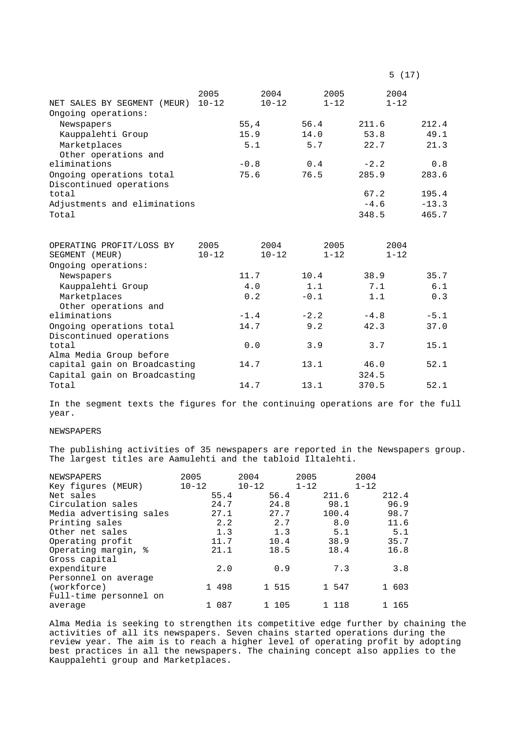| NET SALES BY SEGMENT (MEUR) | 2005 10-12 | 2004 10-12 | 2005 1-12 | 2004 1-12 |
|---|---|---|---|---|
| Ongoing operations: | | | | |
| Newspapers | 55,4 | 56.4 | 211.6 | 212.4 |
| Kauppalehti Group | 15.9 | 14.0 | 53.8 | 49.1 |
| Marketplaces | 5.1 | 5.7 | 22.7 | 21.3 |
| Other operations and eliminations | -0.8 | 0.4 | -2.2 | 0.8 |
| Ongoing operations total | 75.6 | 76.5 | 285.9 | 283.6 |
| Discontinued operations total | | | 67.2 | 195.4 |
| Adjustments and eliminations | | | -4.6 | -13.3 |
| Total | | | 348.5 | 465.7 |

| OPERATING PROFIT/LOSS BY SEGMENT (MEUR) | 2005 10-12 | 2004 10-12 | 2005 1-12 | 2004 1-12 |
|---|---|---|---|---|
| Ongoing operations: | | | | |
| Newspapers | 11.7 | 10.4 | 38.9 | 35.7 |
| Kauppalehti Group | 4.0 | 1.1 | 7.1 | 6.1 |
| Marketplaces | 0.2 | -0.1 | 1.1 | 0.3 |
| Other operations and eliminations | -1.4 | -2.2 | -4.8 | -5.1 |
| Ongoing operations total | 14.7 | 9.2 | 42.3 | 37.0 |
| Discontinued operations total | 0.0 | 3.9 | 3.7 | 15.1 |
| Alma Media Group before capital gain on Broadcasting | 14.7 | 13.1 | 46.0 | 52.1 |
| Capital gain on Broadcasting | | | 324.5 | |
| Total | 14.7 | 13.1 | 370.5 | 52.1 |

In the segment texts the figures for the continuing operations are for the full year.

## NEWSPAPERS

The publishing activities of 35 newspapers are reported in the Newspapers group. The largest titles are Aamulehti and the tabloid Iltalehti.

| NEWSPAPERS Key figures (MEUR) | 2005 10-12 | 2004 10-12 | 2005 1-12 | 2004 1-12 |
|---|---|---|---|---|
| Net sales | 55.4 | 56.4 | 211.6 | 212.4 |
| Circulation sales | 24.7 | 24.8 | 98.1 | 96.9 |
| Media advertising sales | 27.1 | 27.7 | 100.4 | 98.7 |
| Printing sales | 2.2 | 2.7 | 8.0 | 11.6 |
| Other net sales | 1.3 | 1.3 | 5.1 | 5.1 |
| Operating profit | 11.7 | 10.4 | 38.9 | 35.7 |
| Operating margin, % | 21.1 | 18.5 | 18.4 | 16.8 |
| Gross capital expenditure | 2.0 | 0.9 | 7.3 | 3.8 |
| Personnel on average (workforce) | 1 498 | 1 515 | 1 547 | 1 603 |
| Full-time personnel on average | 1 087 | 1 105 | 1 118 | 1 165 |

Alma Media is seeking to strengthen its competitive edge further by chaining the activities of all its newspapers. Seven chains started operations during the review year. The aim is to reach a higher level of operating profit by adopting best practices in all the newspapers. The chaining concept also applies to the Kauppalehti group and Marketplaces.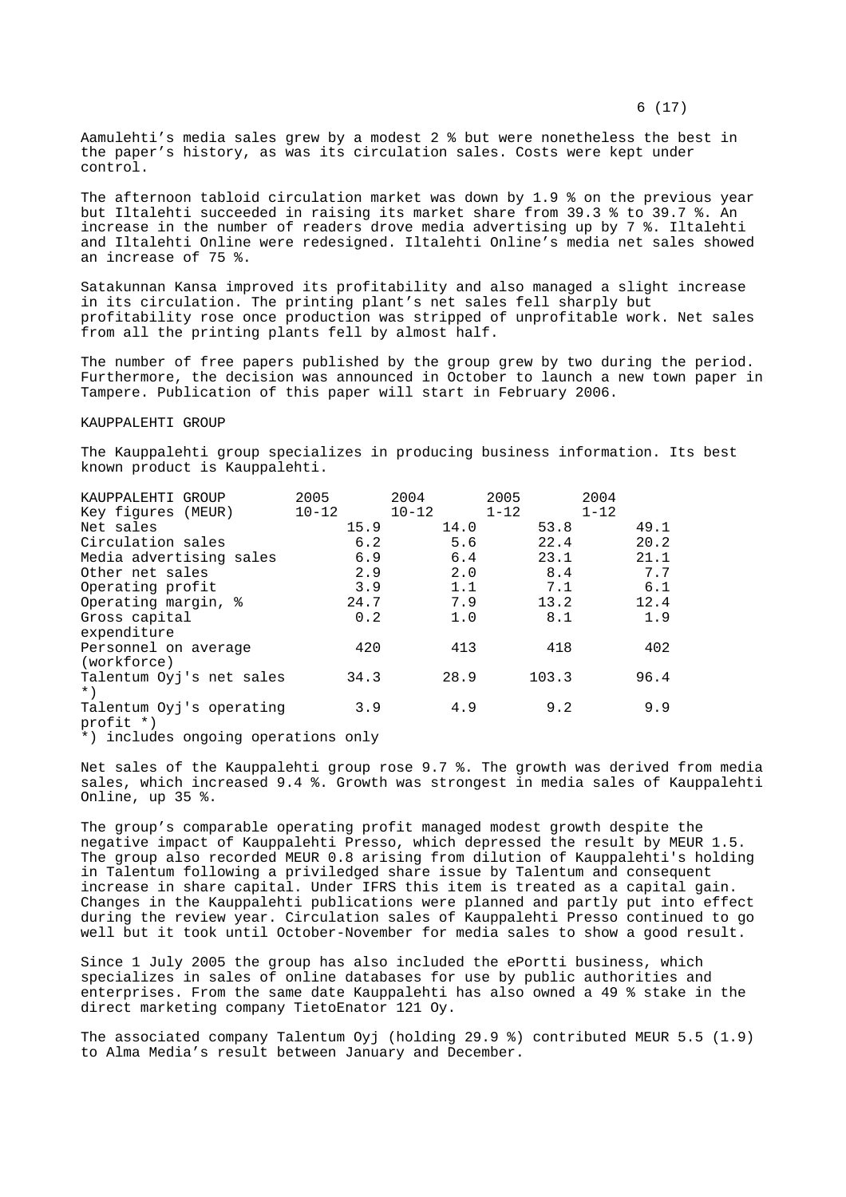Aamulehti's media sales grew by a modest 2 % but were nonetheless the best in the paper's history, as was its circulation sales. Costs were kept under control.

The afternoon tabloid circulation market was down by 1.9 % on the previous year but Iltalehti succeeded in raising its market share from 39.3 % to 39.7 %. An increase in the number of readers drove media advertising up by 7 %. Iltalehti and Iltalehti Online were redesigned. Iltalehti Online's media net sales showed an increase of 75 %.

Satakunnan Kansa improved its profitability and also managed a slight increase in its circulation. The printing plant's net sales fell sharply but profitability rose once production was stripped of unprofitable work. Net sales from all the printing plants fell by almost half.

The number of free papers published by the group grew by two during the period. Furthermore, the decision was announced in October to launch a new town paper in Tampere. Publication of this paper will start in February 2006.

## KAUPPALEHTI GROUP

The Kauppalehti group specializes in producing business information. Its best known product is Kauppalehti.

| KAUPPALEHTI GROUP Key figures (MEUR) | 2005 10-12 | 2004 10-12 | 2005 1-12 | 2004 1-12 |
|---|---|---|---|---|
| Net sales | 15.9 | 14.0 | 53.8 | 49.1 |
| Circulation sales | 6.2 | 5.6 | 22.4 | 20.2 |
| Media advertising sales | 6.9 | 6.4 | 23.1 | 21.1 |
| Other net sales | 2.9 | 2.0 | 8.4 | 7.7 |
| Operating profit | 3.9 | 1.1 | 7.1 | 6.1 |
| Operating margin, % | 24.7 | 7.9 | 13.2 | 12.4 |
| Gross capital expenditure | 0.2 | 1.0 | 8.1 | 1.9 |
| Personnel on average (workforce) | 420 | 413 | 418 | 402 |
| Talentum Oyj's net sales *) | 34.3 | 28.9 | 103.3 | 96.4 |
| Talentum Oyj's operating profit *) | 3.9 | 4.9 | 9.2 | 9.9 |

*) includes ongoing operations only

Net sales of the Kauppalehti group rose 9.7 %. The growth was derived from media sales, which increased 9.4 %. Growth was strongest in media sales of Kauppalehti Online, up 35 %.

The group's comparable operating profit managed modest growth despite the negative impact of Kauppalehti Presso, which depressed the result by MEUR 1.5. The group also recorded MEUR 0.8 arising from dilution of Kauppalehti's holding in Talentum following a priviledged share issue by Talentum and consequent increase in share capital. Under IFRS this item is treated as a capital gain. Changes in the Kauppalehti publications were planned and partly put into effect during the review year. Circulation sales of Kauppalehti Presso continued to go well but it took until October-November for media sales to show a good result.

Since 1 July 2005 the group has also included the ePortti business, which specializes in sales of online databases for use by public authorities and enterprises. From the same date Kauppalehti has also owned a 49 % stake in the direct marketing company TietoEnator 121 Oy.

The associated company Talentum Oyj (holding 29.9 %) contributed MEUR 5.5 (1.9) to Alma Media's result between January and December.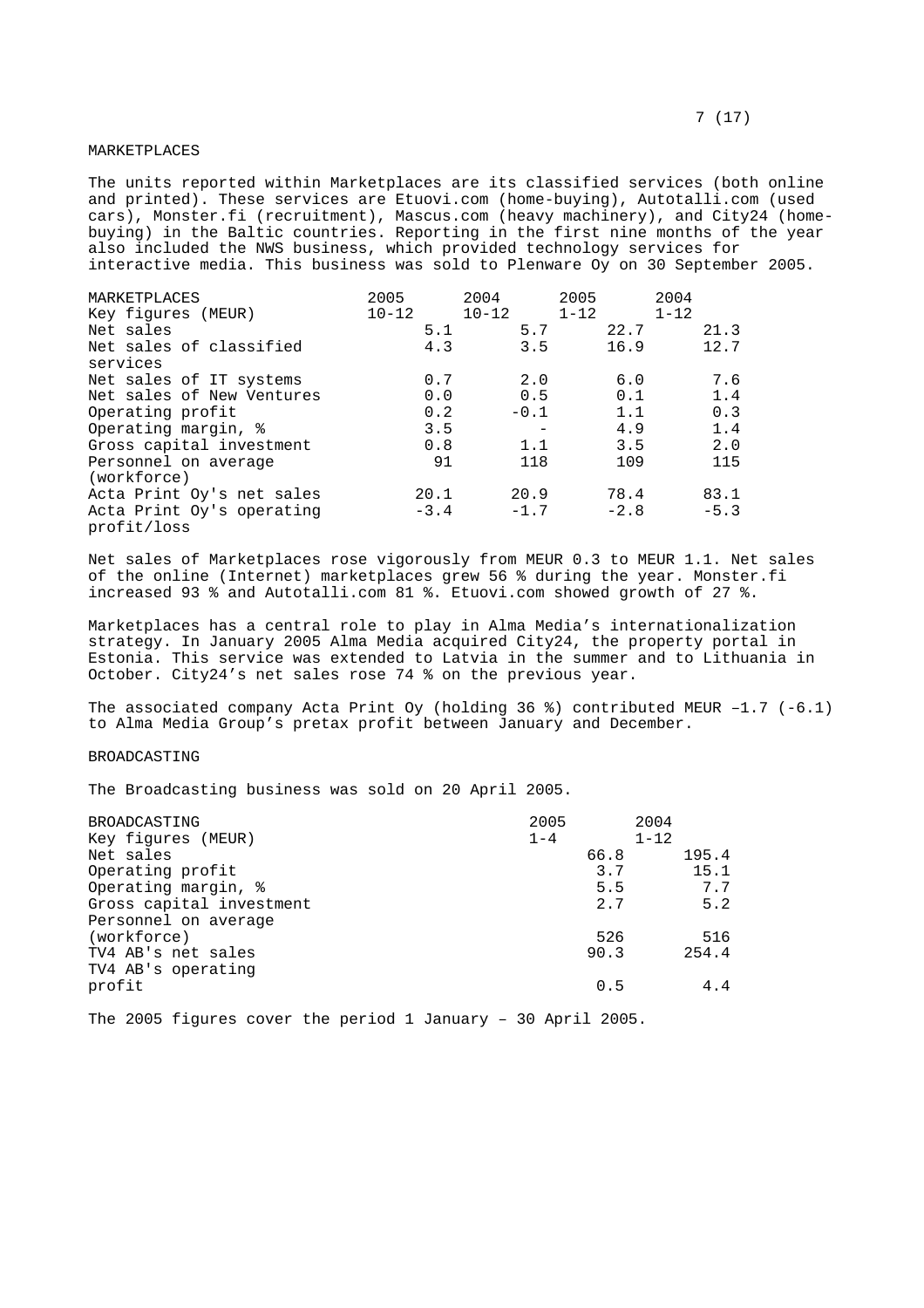## MARKETPLACES

The units reported within Marketplaces are its classified services (both online and printed). These services are Etuovi.com (home-buying), Autotalli.com (used cars), Monster.fi (recruitment), Mascus.com (heavy machinery), and City24 (home-buying) in the Baltic countries. Reporting in the first nine months of the year also included the NWS business, which provided technology services for interactive media. This business was sold to Plenware Oy on 30 September 2005.

| MARKETPLACES Key figures (MEUR) | 2005 10-12 | 2004 10-12 | 2005 1-12 | 2004 1-12 |
|---|---|---|---|---|
| Net sales | 5.1 | 5.7 | 22.7 | 21.3 |
| Net sales of classified services | 4.3 | 3.5 | 16.9 | 12.7 |
| Net sales of IT systems | 0.7 | 2.0 | 6.0 | 7.6 |
| Net sales of New Ventures | 0.0 | 0.5 | 0.1 | 1.4 |
| Operating profit | 0.2 | -0.1 | 1.1 | 0.3 |
| Operating margin, % | 3.5 | - | 4.9 | 1.4 |
| Gross capital investment | 0.8 | 1.1 | 3.5 | 2.0 |
| Personnel on average (workforce) | 91 | 118 | 109 | 115 |
| Acta Print Oy's net sales | 20.1 | 20.9 | 78.4 | 83.1 |
| Acta Print Oy's operating profit/loss | -3.4 | -1.7 | -2.8 | -5.3 |

Net sales of Marketplaces rose vigorously from MEUR 0.3 to MEUR 1.1. Net sales of the online (Internet) marketplaces grew 56 % during the year. Monster.fi increased 93 % and Autotalli.com 81 %. Etuovi.com showed growth of 27 %.

Marketplaces has a central role to play in Alma Media's internationalization strategy. In January 2005 Alma Media acquired City24, the property portal in Estonia. This service was extended to Latvia in the summer and to Lithuania in October. City24's net sales rose 74 % on the previous year.

The associated company Acta Print Oy (holding 36 %) contributed MEUR –1.7 (-6.1) to Alma Media Group's pretax profit between January and December.

## BROADCASTING

The Broadcasting business was sold on 20 April 2005.

| BROADCASTING Key figures (MEUR) | 2005 1-4 | 2004 1-12 |
|---|---|---|
| Net sales | 66.8 | 195.4 |
| Operating profit | 3.7 | 15.1 |
| Operating margin, % | 5.5 | 7.7 |
| Gross capital investment | 2.7 | 5.2 |
| Personnel on average (workforce) | 526 | 516 |
| TV4 AB's net sales | 90.3 | 254.4 |
| TV4 AB's operating profit | 0.5 | 4.4 |

The 2005 figures cover the period 1 January – 30 April 2005.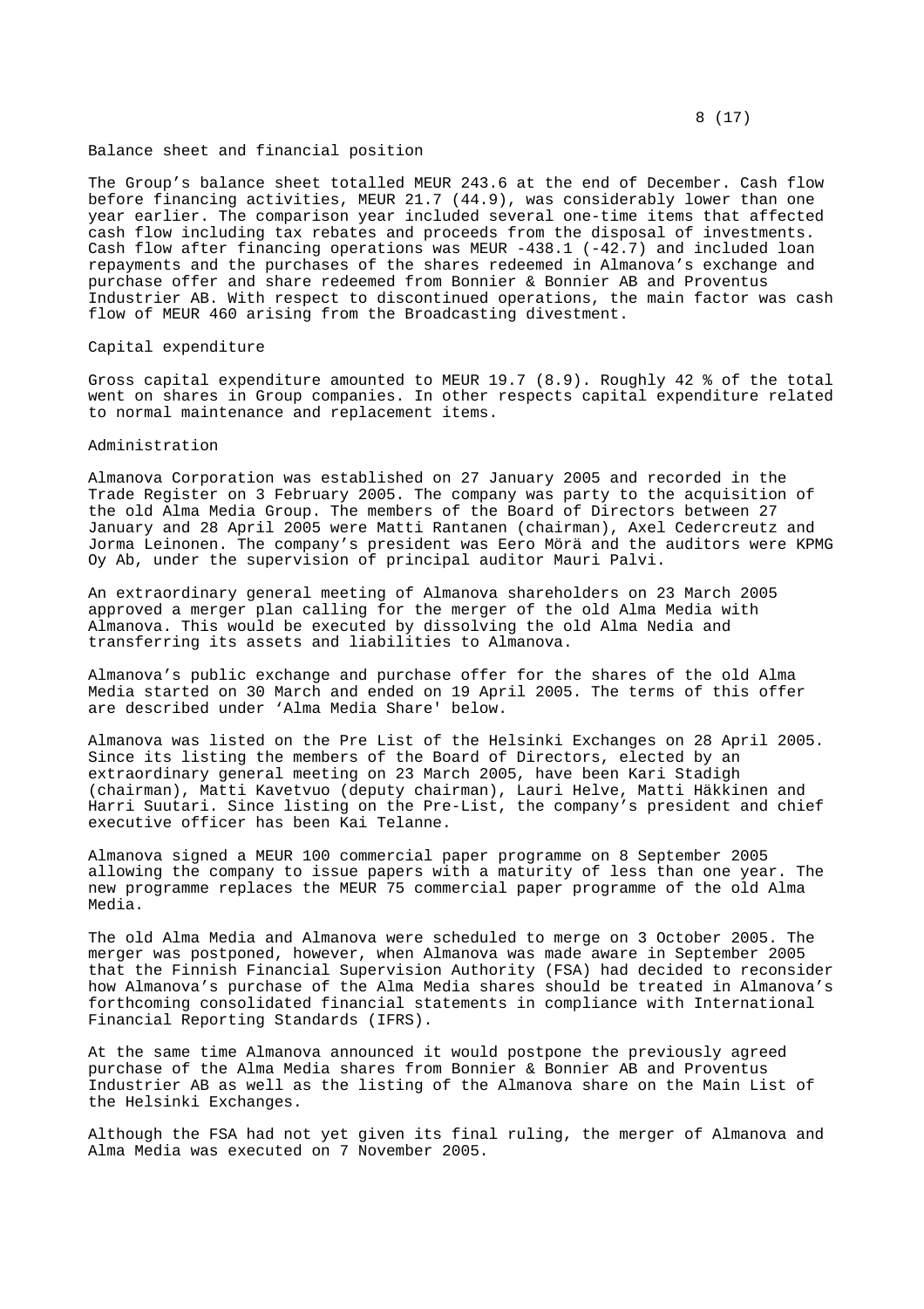## Balance sheet and financial position

The Group's balance sheet totalled MEUR 243.6 at the end of December. Cash flow before financing activities, MEUR 21.7 (44.9), was considerably lower than one year earlier. The comparison year included several one-time items that affected cash flow including tax rebates and proceeds from the disposal of investments. Cash flow after financing operations was MEUR -438.1 (-42.7) and included loan repayments and the purchases of the shares redeemed in Almanova's exchange and purchase offer and share redeemed from Bonnier & Bonnier AB and Proventus Industrier AB. With respect to discontinued operations, the main factor was cash flow of MEUR 460 arising from the Broadcasting divestment.

## Capital expenditure

Gross capital expenditure amounted to MEUR 19.7 (8.9). Roughly 42 % of the total went on shares in Group companies. In other respects capital expenditure related to normal maintenance and replacement items.

## Administration

Almanova Corporation was established on 27 January 2005 and recorded in the Trade Register on 3 February 2005. The company was party to the acquisition of the old Alma Media Group. The members of the Board of Directors between 27 January and 28 April 2005 were Matti Rantanen (chairman), Axel Cedercreutz and Jorma Leinonen. The company's president was Eero Mörä and the auditors were KPMG Oy Ab, under the supervision of principal auditor Mauri Palvi.

An extraordinary general meeting of Almanova shareholders on 23 March 2005 approved a merger plan calling for the merger of the old Alma Media with Almanova. This would be executed by dissolving the old Alma Nedia and transferring its assets and liabilities to Almanova.

Almanova's public exchange and purchase offer for the shares of the old Alma Media started on 30 March and ended on 19 April 2005. The terms of this offer are described under 'Alma Media Share' below.

Almanova was listed on the Pre List of the Helsinki Exchanges on 28 April 2005. Since its listing the members of the Board of Directors, elected by an extraordinary general meeting on 23 March 2005, have been Kari Stadigh (chairman), Matti Kavetvuo (deputy chairman), Lauri Helve, Matti Häkkinen and Harri Suutari. Since listing on the Pre-List, the company's president and chief executive officer has been Kai Telanne.

Almanova signed a MEUR 100 commercial paper programme on 8 September 2005 allowing the company to issue papers with a maturity of less than one year. The new programme replaces the MEUR 75 commercial paper programme of the old Alma Media.

The old Alma Media and Almanova were scheduled to merge on 3 October 2005. The merger was postponed, however, when Almanova was made aware in September 2005 that the Finnish Financial Supervision Authority (FSA) had decided to reconsider how Almanova's purchase of the Alma Media shares should be treated in Almanova's forthcoming consolidated financial statements in compliance with International Financial Reporting Standards (IFRS).

At the same time Almanova announced it would postpone the previously agreed purchase of the Alma Media shares from Bonnier & Bonnier AB and Proventus Industrier AB as well as the listing of the Almanova share on the Main List of the Helsinki Exchanges.

Although the FSA had not yet given its final ruling, the merger of Almanova and Alma Media was executed on 7 November 2005.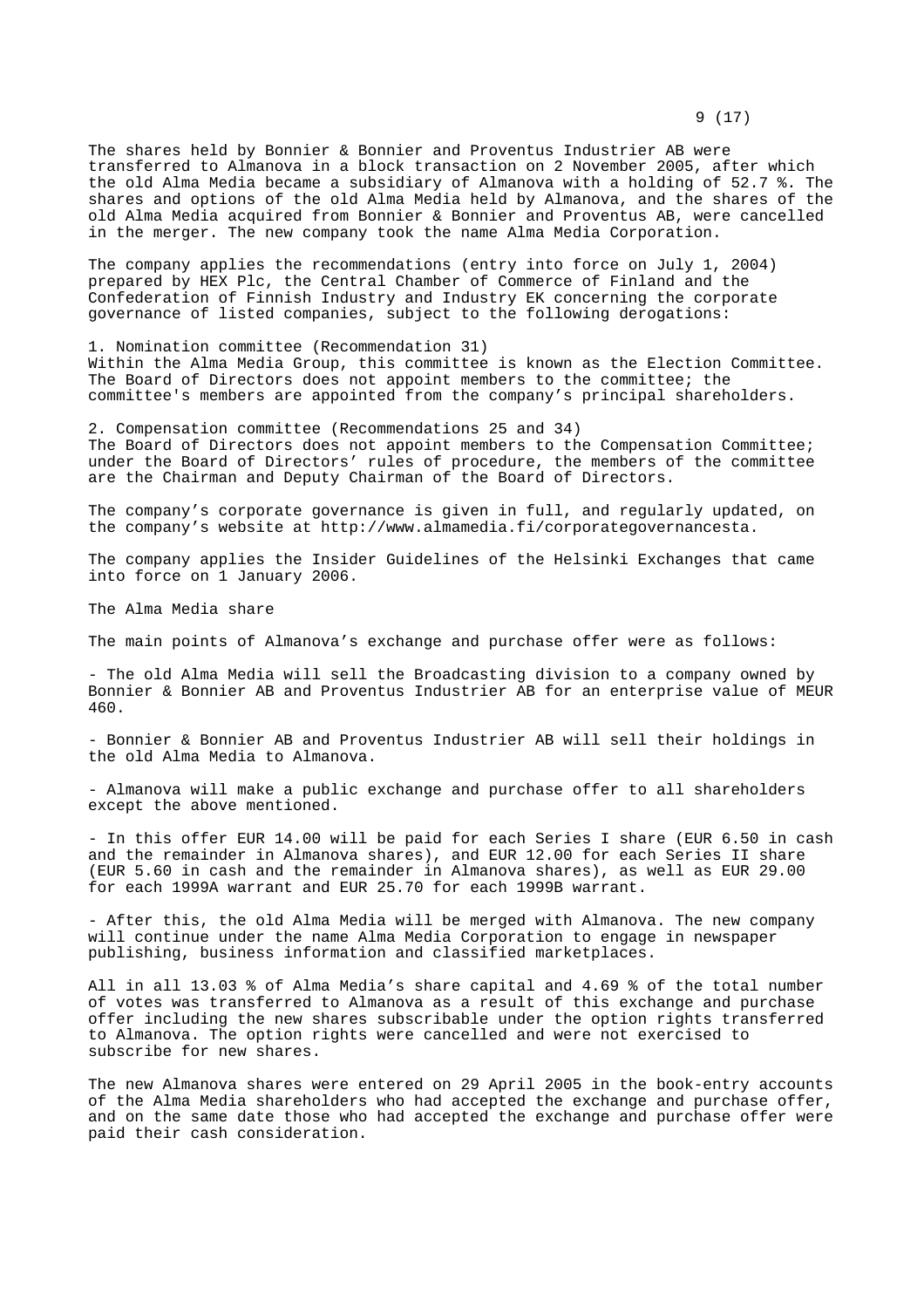The shares held by Bonnier & Bonnier and Proventus Industrier AB were transferred to Almanova in a block transaction on 2 November 2005, after which the old Alma Media became a subsidiary of Almanova with a holding of 52.7 %. The shares and options of the old Alma Media held by Almanova, and the shares of the old Alma Media acquired from Bonnier & Bonnier and Proventus AB, were cancelled in the merger. The new company took the name Alma Media Corporation.

The company applies the recommendations (entry into force on July 1, 2004) prepared by HEX Plc, the Central Chamber of Commerce of Finland and the Confederation of Finnish Industry and Industry EK concerning the corporate governance of listed companies, subject to the following derogations:

1. Nomination committee (Recommendation 31)
Within the Alma Media Group, this committee is known as the Election Committee. The Board of Directors does not appoint members to the committee; the committee's members are appointed from the company's principal shareholders.

2. Compensation committee (Recommendations 25 and 34)
The Board of Directors does not appoint members to the Compensation Committee; under the Board of Directors' rules of procedure, the members of the committee are the Chairman and Deputy Chairman of the Board of Directors.

The company's corporate governance is given in full, and regularly updated, on the company's website at http://www.almamedia.fi/corporategovernancesta.

The company applies the Insider Guidelines of the Helsinki Exchanges that came into force on 1 January 2006.

The Alma Media share

The main points of Almanova's exchange and purchase offer were as follows:

- The old Alma Media will sell the Broadcasting division to a company owned by Bonnier & Bonnier AB and Proventus Industrier AB for an enterprise value of MEUR 460.

- Bonnier & Bonnier AB and Proventus Industrier AB will sell their holdings in the old Alma Media to Almanova.

- Almanova will make a public exchange and purchase offer to all shareholders except the above mentioned.

- In this offer EUR 14.00 will be paid for each Series I share (EUR 6.50 in cash and the remainder in Almanova shares), and EUR 12.00 for each Series II share (EUR 5.60 in cash and the remainder in Almanova shares), as well as EUR 29.00 for each 1999A warrant and EUR 25.70 for each 1999B warrant.

- After this, the old Alma Media will be merged with Almanova. The new company will continue under the name Alma Media Corporation to engage in newspaper publishing, business information and classified marketplaces.

All in all 13.03 % of Alma Media's share capital and 4.69 % of the total number of votes was transferred to Almanova as a result of this exchange and purchase offer including the new shares subscribable under the option rights transferred to Almanova. The option rights were cancelled and were not exercised to subscribe for new shares.

The new Almanova shares were entered on 29 April 2005 in the book-entry accounts of the Alma Media shareholders who had accepted the exchange and purchase offer, and on the same date those who had accepted the exchange and purchase offer were paid their cash consideration.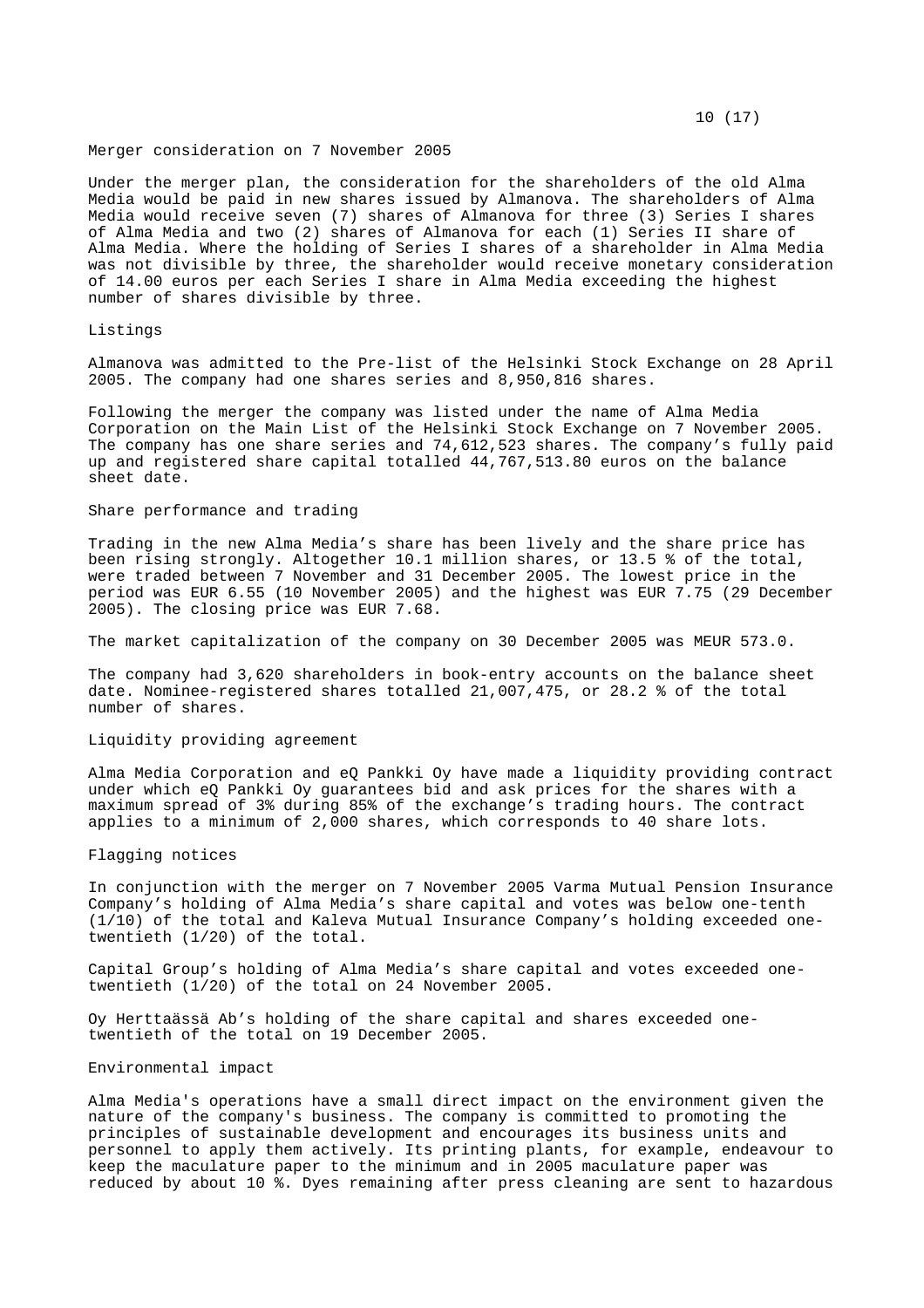## Merger consideration on 7 November 2005

Under the merger plan, the consideration for the shareholders of the old Alma Media would be paid in new shares issued by Almanova. The shareholders of Alma Media would receive seven (7) shares of Almanova for three (3) Series I shares of Alma Media and two (2) shares of Almanova for each (1) Series II share of Alma Media. Where the holding of Series I shares of a shareholder in Alma Media was not divisible by three, the shareholder would receive monetary consideration of 14.00 euros per each Series I share in Alma Media exceeding the highest number of shares divisible by three.

## Listings

Almanova was admitted to the Pre-list of the Helsinki Stock Exchange on 28 April 2005. The company had one shares series and 8,950,816 shares.

Following the merger the company was listed under the name of Alma Media Corporation on the Main List of the Helsinki Stock Exchange on 7 November 2005. The company has one share series and 74,612,523 shares. The company's fully paid up and registered share capital totalled 44,767,513.80 euros on the balance sheet date.

## Share performance and trading

Trading in the new Alma Media's share has been lively and the share price has been rising strongly. Altogether 10.1 million shares, or 13.5 % of the total, were traded between 7 November and 31 December 2005. The lowest price in the period was EUR 6.55 (10 November 2005) and the highest was EUR 7.75 (29 December 2005). The closing price was EUR 7.68.

The market capitalization of the company on 30 December 2005 was MEUR 573.0.

The company had 3,620 shareholders in book-entry accounts on the balance sheet date. Nominee-registered shares totalled 21,007,475, or 28.2 % of the total number of shares.

## Liquidity providing agreement

Alma Media Corporation and eQ Pankki Oy have made a liquidity providing contract under which eQ Pankki Oy guarantees bid and ask prices for the shares with a maximum spread of 3% during 85% of the exchange's trading hours. The contract applies to a minimum of 2,000 shares, which corresponds to 40 share lots.

## Flagging notices

In conjunction with the merger on 7 November 2005 Varma Mutual Pension Insurance Company's holding of Alma Media's share capital and votes was below one-tenth (1/10) of the total and Kaleva Mutual Insurance Company's holding exceeded one-twentieth (1/20) of the total.

Capital Group's holding of Alma Media's share capital and votes exceeded one-twentieth (1/20) of the total on 24 November 2005.

Oy Herttaässä Ab's holding of the share capital and shares exceeded one-twentieth of the total on 19 December 2005.

## Environmental impact

Alma Media's operations have a small direct impact on the environment given the nature of the company's business. The company is committed to promoting the principles of sustainable development and encourages its business units and personnel to apply them actively. Its printing plants, for example, endeavour to keep the maculature paper to the minimum and in 2005 maculature paper was reduced by about 10 %. Dyes remaining after press cleaning are sent to hazardous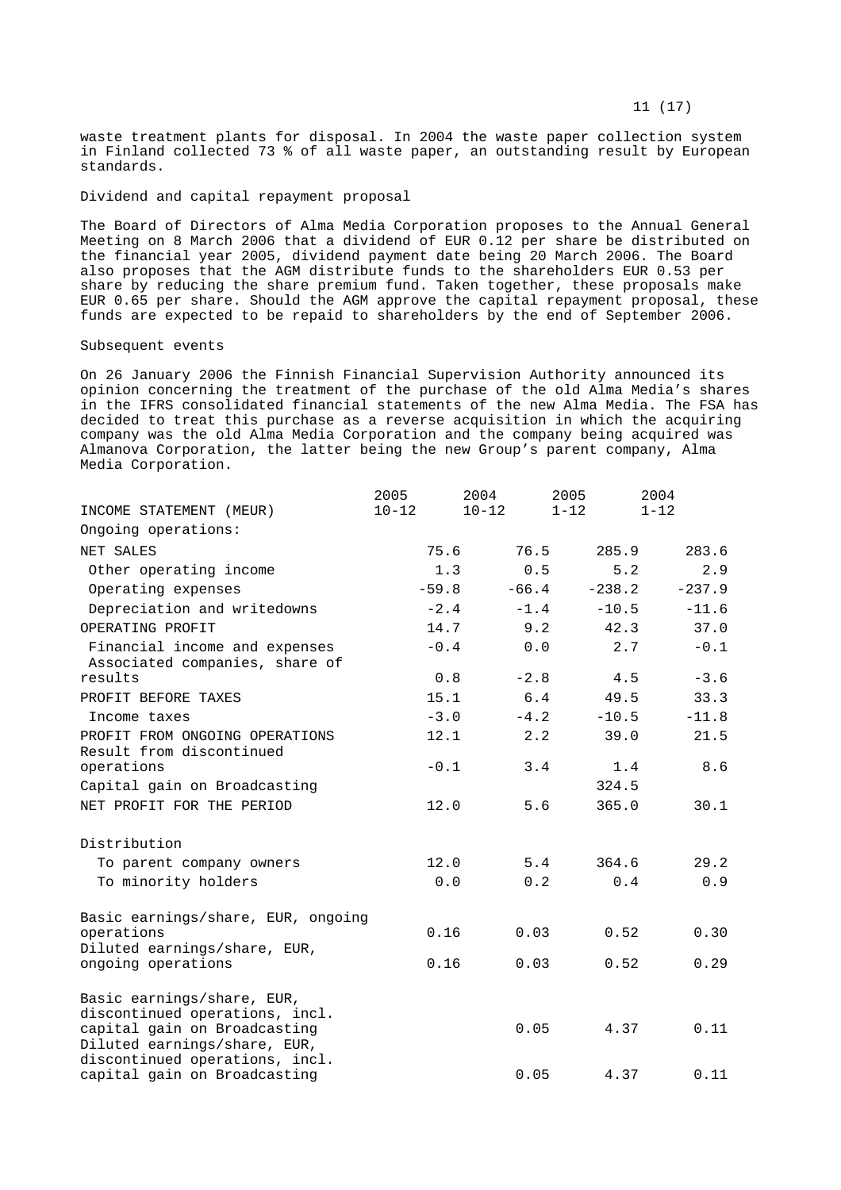waste treatment plants for disposal. In 2004 the waste paper collection system in Finland collected 73 % of all waste paper, an outstanding result by European standards.

## Dividend and capital repayment proposal

The Board of Directors of Alma Media Corporation proposes to the Annual General Meeting on 8 March 2006 that a dividend of EUR 0.12 per share be distributed on the financial year 2005, dividend payment date being 20 March 2006. The Board also proposes that the AGM distribute funds to the shareholders EUR 0.53 per share by reducing the share premium fund. Taken together, these proposals make EUR 0.65 per share. Should the AGM approve the capital repayment proposal, these funds are expected to be repaid to shareholders by the end of September 2006.

## Subsequent events

On 26 January 2006 the Finnish Financial Supervision Authority announced its opinion concerning the treatment of the purchase of the old Alma Media's shares in the IFRS consolidated financial statements of the new Alma Media. The FSA has decided to treat this purchase as a reverse acquisition in which the acquiring company was the old Alma Media Corporation and the company being acquired was Almanova Corporation, the latter being the new Group's parent company, Alma Media Corporation.

| INCOME STATEMENT (MEUR) | 2005 10-12 | 2004 10-12 | 2005 1-12 | 2004 1-12 |
|---|---|---|---|---|
| Ongoing operations: | | | | |
| NET SALES | 75.6 | 76.5 | 285.9 | 283.6 |
| Other operating income | 1.3 | 0.5 | 5.2 | 2.9 |
| Operating expenses | -59.8 | -66.4 | -238.2 | -237.9 |
| Depreciation and writedowns | -2.4 | -1.4 | -10.5 | -11.6 |
| OPERATING PROFIT | 14.7 | 9.2 | 42.3 | 37.0 |
| Financial income and expenses | -0.4 | 0.0 | 2.7 | -0.1 |
| Associated companies, share of results | 0.8 | -2.8 | 4.5 | -3.6 |
| PROFIT BEFORE TAXES | 15.1 | 6.4 | 49.5 | 33.3 |
| Income taxes | -3.0 | -4.2 | -10.5 | -11.8 |
| PROFIT FROM ONGOING OPERATIONS | 12.1 | 2.2 | 39.0 | 21.5 |
| Result from discontinued operations | -0.1 | 3.4 | 1.4 | 8.6 |
| Capital gain on Broadcasting | | | 324.5 | |
| NET PROFIT FOR THE PERIOD | 12.0 | 5.6 | 365.0 | 30.1 |
| | | | | |
| Distribution | | | | |
| To parent company owners | 12.0 | 5.4 | 364.6 | 29.2 |
| To minority holders | 0.0 | 0.2 | 0.4 | 0.9 |
| | | | | |
| Basic earnings/share, EUR, ongoing operations | 0.16 | 0.03 | 0.52 | 0.30 |
| Diluted earnings/share, EUR, ongoing operations | 0.16 | 0.03 | 0.52 | 0.29 |
| | | | | |
| Basic earnings/share, EUR, discontinued operations, incl. capital gain on Broadcasting | | 0.05 | 4.37 | 0.11 |
| Diluted earnings/share, EUR, discontinued operations, incl. capital gain on Broadcasting | | 0.05 | 4.37 | 0.11 |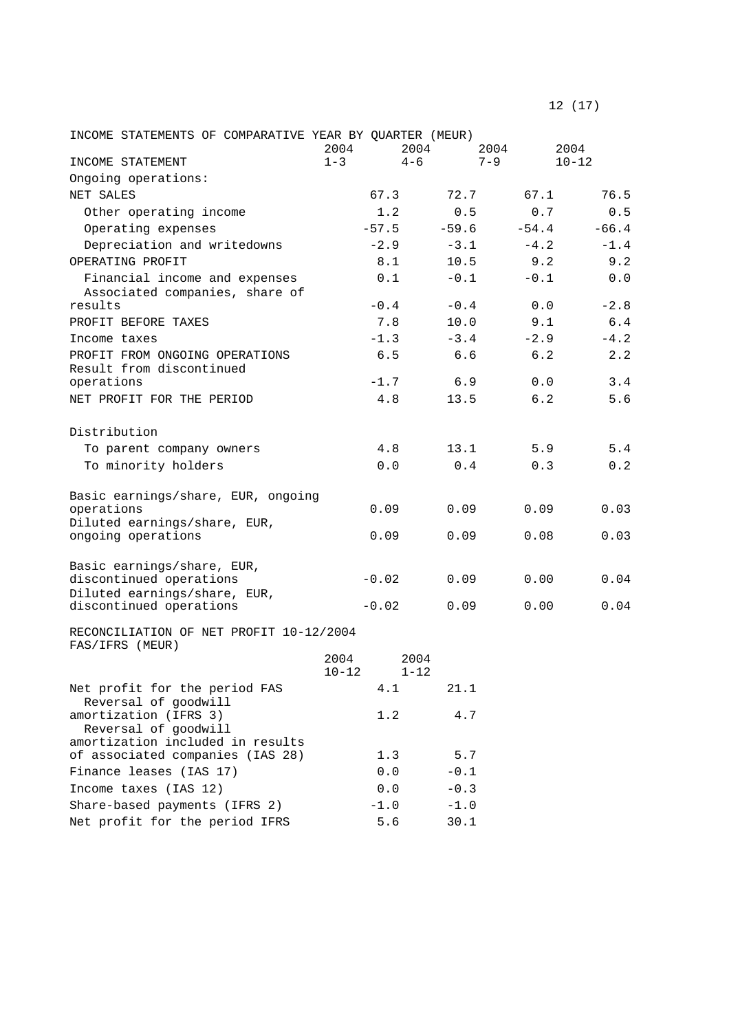INCOME STATEMENTS OF COMPARATIVE YEAR BY QUARTER (MEUR)

| INCOME STATEMENT | 2004 1-3 | 2004 4-6 | 2004 7-9 | 2004 10-12 |
|---|---|---|---|---|
| Ongoing operations: | | | | |
| NET SALES | 67.3 | 72.7 | 67.1 | 76.5 |
| Other operating income | 1.2 | 0.5 | 0.7 | 0.5 |
| Operating expenses | -57.5 | -59.6 | -54.4 | -66.4 |
| Depreciation and writedowns | -2.9 | -3.1 | -4.2 | -1.4 |
| OPERATING PROFIT | 8.1 | 10.5 | 9.2 | 9.2 |
| Financial income and expenses | 0.1 | -0.1 | -0.1 | 0.0 |
| Associated companies, share of results | -0.4 | -0.4 | 0.0 | -2.8 |
| PROFIT BEFORE TAXES | 7.8 | 10.0 | 9.1 | 6.4 |
| Income taxes | -1.3 | -3.4 | -2.9 | -4.2 |
| PROFIT FROM ONGOING OPERATIONS | 6.5 | 6.6 | 6.2 | 2.2 |
| Result from discontinued operations | -1.7 | 6.9 | 0.0 | 3.4 |
| NET PROFIT FOR THE PERIOD | 4.8 | 13.5 | 6.2 | 5.6 |
| | | | | |
| Distribution | | | | |
| To parent company owners | 4.8 | 13.1 | 5.9 | 5.4 |
| To minority holders | 0.0 | 0.4 | 0.3 | 0.2 |
| | | | | |
| Basic earnings/share, EUR, ongoing operations | 0.09 | 0.09 | 0.09 | 0.03 |
| Diluted earnings/share, EUR, ongoing operations | 0.09 | 0.09 | 0.08 | 0.03 |
| | | | | |
| Basic earnings/share, EUR, discontinued operations | -0.02 | 0.09 | 0.00 | 0.04 |
| Diluted earnings/share, EUR, discontinued operations | -0.02 | 0.09 | 0.00 | 0.04 |

RECONCILIATION OF NET PROFIT 10-12/2004 FAS/IFRS (MEUR)

| | 2004 10-12 | 2004 1-12 |
|---|---|---|
| Net profit for the period FAS | 4.1 | 21.1 |
| Reversal of goodwill amortization (IFRS 3) | 1.2 | 4.7 |
| Reversal of goodwill amortization included in results of associated companies (IAS 28) | 1.3 | 5.7 |
| Finance leases (IAS 17) | 0.0 | -0.1 |
| Income taxes (IAS 12) | 0.0 | -0.3 |
| Share-based payments (IFRS 2) | -1.0 | -1.0 |
| Net profit for the period IFRS | 5.6 | 30.1 |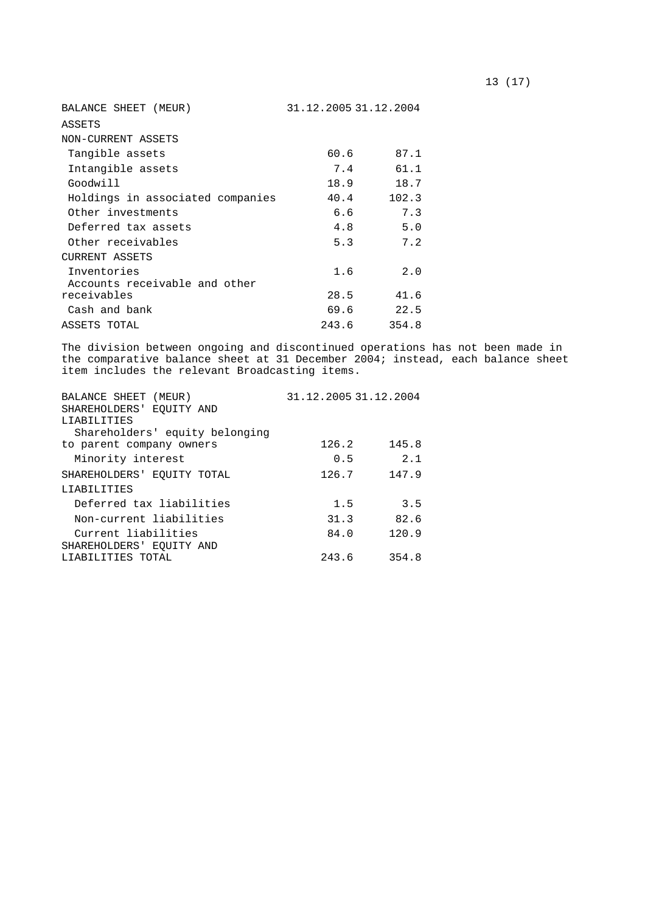| BALANCE SHEET (MEUR) | 31.12.2005 | 31.12.2004 |
|---|---|---|
| ASSETS | | |
| NON-CURRENT ASSETS | | |
| Tangible assets | 60.6 | 87.1 |
| Intangible assets | 7.4 | 61.1 |
| Goodwill | 18.9 | 18.7 |
| Holdings in associated companies | 40.4 | 102.3 |
| Other investments | 6.6 | 7.3 |
| Deferred tax assets | 4.8 | 5.0 |
| Other receivables | 5.3 | 7.2 |
| CURRENT ASSETS | | |
| Inventories | 1.6 | 2.0 |
| Accounts receivable and other receivables | 28.5 | 41.6 |
| Cash and bank | 69.6 | 22.5 |
| ASSETS TOTAL | 243.6 | 354.8 |

The division between ongoing and discontinued operations has not been made in the comparative balance sheet at 31 December 2004; instead, each balance sheet item includes the relevant Broadcasting items.

| BALANCE SHEET (MEUR) | 31.12.2005 | 31.12.2004 |
|---|---|---|
| SHAREHOLDERS' EQUITY AND LIABILITIES | | |
| Shareholders' equity belonging to parent company owners | 126.2 | 145.8 |
| Minority interest | 0.5 | 2.1 |
| SHAREHOLDERS' EQUITY TOTAL | 126.7 | 147.9 |
| LIABILITIES | | |
| Deferred tax liabilities | 1.5 | 3.5 |
| Non-current liabilities | 31.3 | 82.6 |
| Current liabilities | 84.0 | 120.9 |
| SHAREHOLDERS' EQUITY AND LIABILITIES TOTAL | 243.6 | 354.8 |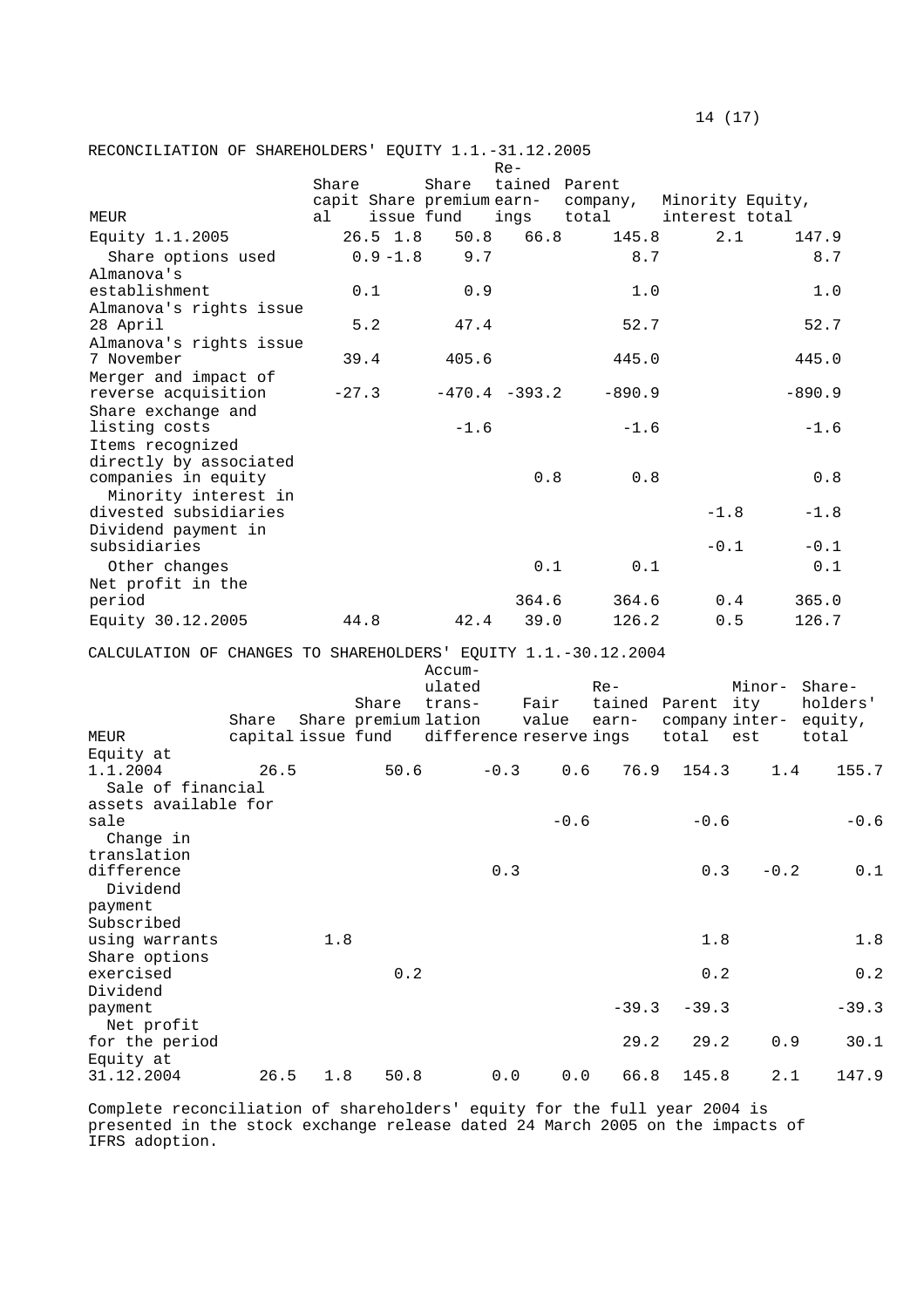RECONCILIATION OF SHAREHOLDERS' EQUITY 1.1.-31.12.2005

| MEUR | Share capital | Share issue | Share premium fund | Retained earnings | Parent company, total | Minority interest | Equity, total |
|---|---|---|---|---|---|---|---|
| Equity 1.1.2005 | 26.5 | 1.8 | 50.8 | 66.8 | 145.8 | 2.1 | 147.9 |
| Share options used | 0.9 | -1.8 | 9.7 | | 8.7 | | 8.7 |
| Almanova's establishment | 0.1 | | 0.9 | | 1.0 | | 1.0 |
| Almanova's rights issue 28 April | 5.2 | | 47.4 | | 52.7 | | 52.7 |
| Almanova's rights issue 7 November | 39.4 | | 405.6 | | 445.0 | | 445.0 |
| Merger and impact of reverse acquisition | -27.3 | | -470.4 | -393.2 | -890.9 | | -890.9 |
| Share exchange and listing costs | | | -1.6 | | -1.6 | | -1.6 |
| Items recognized directly by associated companies in equity | | | | 0.8 | 0.8 | | 0.8 |
| Minority interest in divested subsidiaries | | | | | | -1.8 | -1.8 |
| Dividend payment in subsidiaries | | | | | | -0.1 | -0.1 |
| Other changes | | | | 0.1 | 0.1 | | 0.1 |
| Net profit in the period | | | | 364.6 | 364.6 | 0.4 | 365.0 |
| Equity 30.12.2005 | 44.8 | | 42.4 | 39.0 | 126.2 | 0.5 | 126.7 |

CALCULATION OF CHANGES TO SHAREHOLDERS' EQUITY 1.1.-30.12.2004

| MEUR | Share capital | Share issue | Share premium fund | Accumulated translation difference | Fair value reserve | Retained earnings | Parent company total | Minority interest | Shareholders' equity, total |
|---|---|---|---|---|---|---|---|---|---|
| Equity at 1.1.2004 | 26.5 | | 50.6 | -0.3 | 0.6 | 76.9 | 154.3 | 1.4 | 155.7 |
| Sale of financial assets available for sale | | | | | -0.6 | | -0.6 | | -0.6 |
| Change in translation difference | | | | 0.3 | | | 0.3 | -0.2 | 0.1 |
| Dividend payment | | | | | | | | | |
| Subscribed using warrants | | 1.8 | | | | | 1.8 | | 1.8 |
| Share options exercised | | | 0.2 | | | | 0.2 | | 0.2 |
| Dividend payment | | | | | | -39.3 | -39.3 | | -39.3 |
| Net profit for the period | | | | | | 29.2 | 29.2 | 0.9 | 30.1 |
| Equity at 31.12.2004 | 26.5 | 1.8 | 50.8 | 0.0 | 0.0 | 66.8 | 145.8 | 2.1 | 147.9 |

Complete reconciliation of shareholders' equity for the full year 2004 is presented in the stock exchange release dated 24 March 2005 on the impacts of IFRS adoption.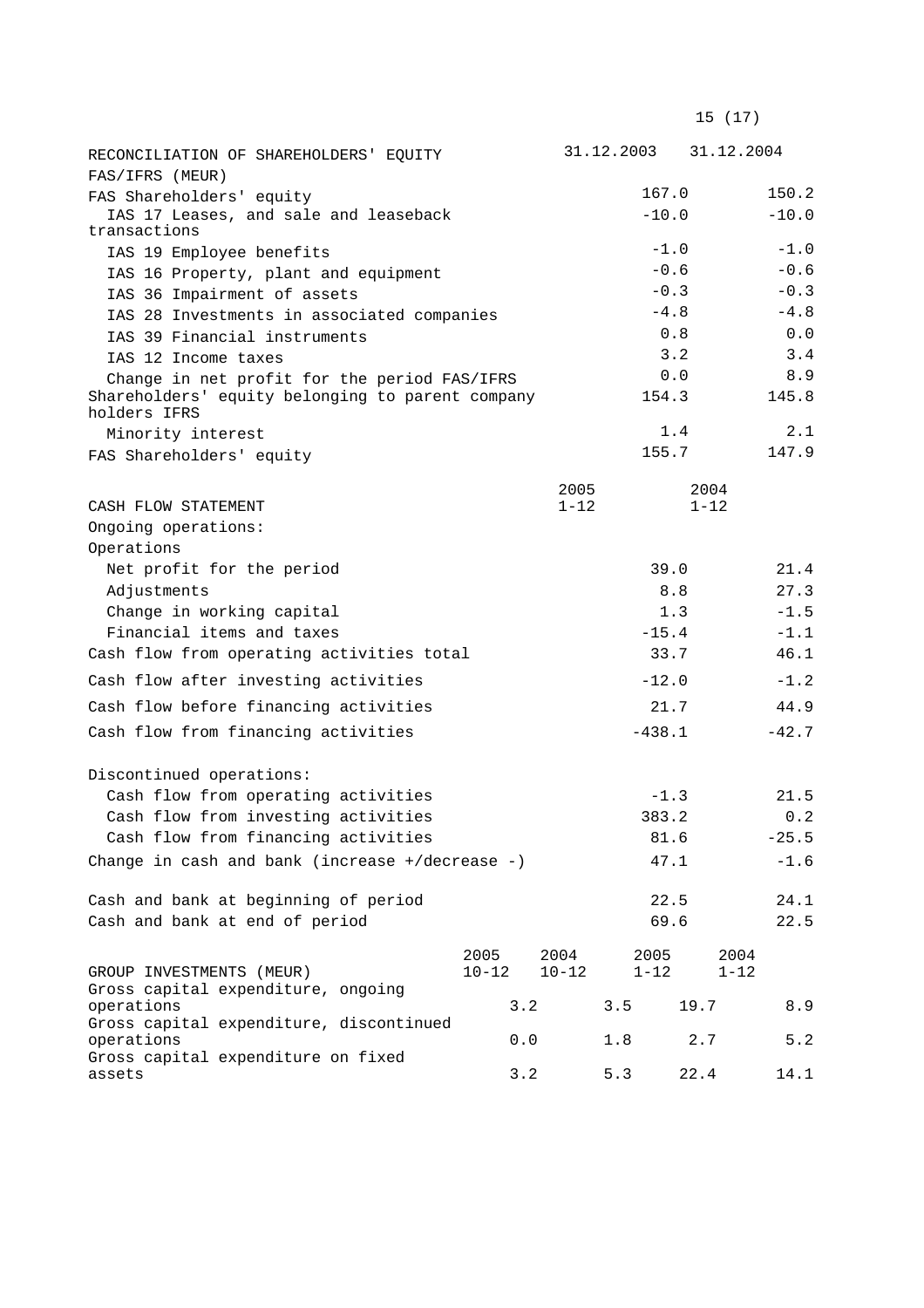| RECONCILIATION OF SHAREHOLDERS' EQUITY FAS/IFRS (MEUR) | 31.12.2003 | 31.12.2004 |
|---|---|---|
| FAS Shareholders' equity | 167.0 | 150.2 |
| IAS 17 Leases, and sale and leaseback transactions | -10.0 | -10.0 |
| IAS 19 Employee benefits | -1.0 | -1.0 |
| IAS 16 Property, plant and equipment | -0.6 | -0.6 |
| IAS 36 Impairment of assets | -0.3 | -0.3 |
| IAS 28 Investments in associated companies | -4.8 | -4.8 |
| IAS 39 Financial instruments | 0.8 | 0.0 |
| IAS 12 Income taxes | 3.2 | 3.4 |
| Change in net profit for the period FAS/IFRS | 0.0 | 8.9 |
| Shareholders' equity belonging to parent company holders IFRS | 154.3 | 145.8 |
| Minority interest | 1.4 | 2.1 |
| FAS Shareholders' equity | 155.7 | 147.9 |

| CASH FLOW STATEMENT | 2005 1-12 | 2004 1-12 |
|---|---|---|
| Ongoing operations: | | |
| Operations | | |
| Net profit for the period | 39.0 | 21.4 |
| Adjustments | 8.8 | 27.3 |
| Change in working capital | 1.3 | -1.5 |
| Financial items and taxes | -15.4 | -1.1 |
| Cash flow from operating activities total | 33.7 | 46.1 |
| Cash flow after investing activities | -12.0 | -1.2 |
| Cash flow before financing activities | 21.7 | 44.9 |
| Cash flow from financing activities | -438.1 | -42.7 |
| | | |
| Discontinued operations: | | |
| Cash flow from operating activities | -1.3 | 21.5 |
| Cash flow from investing activities | 383.2 | 0.2 |
| Cash flow from financing activities | 81.6 | -25.5 |
| Change in cash and bank (increase +/decrease -) | 47.1 | -1.6 |
| | | |
| Cash and bank at beginning of period | 22.5 | 24.1 |
| Cash and bank at end of period | 69.6 | 22.5 |

| GROUP INVESTMENTS (MEUR) | 2005 10-12 | 2004 10-12 | 2005 1-12 | 2004 1-12 |
|---|---|---|---|---|
| Gross capital expenditure, ongoing operations | 3.2 | 3.5 | 19.7 | 8.9 |
| Gross capital expenditure, discontinued operations | 0.0 | 1.8 | 2.7 | 5.2 |
| Gross capital expenditure on fixed assets | 3.2 | 5.3 | 22.4 | 14.1 |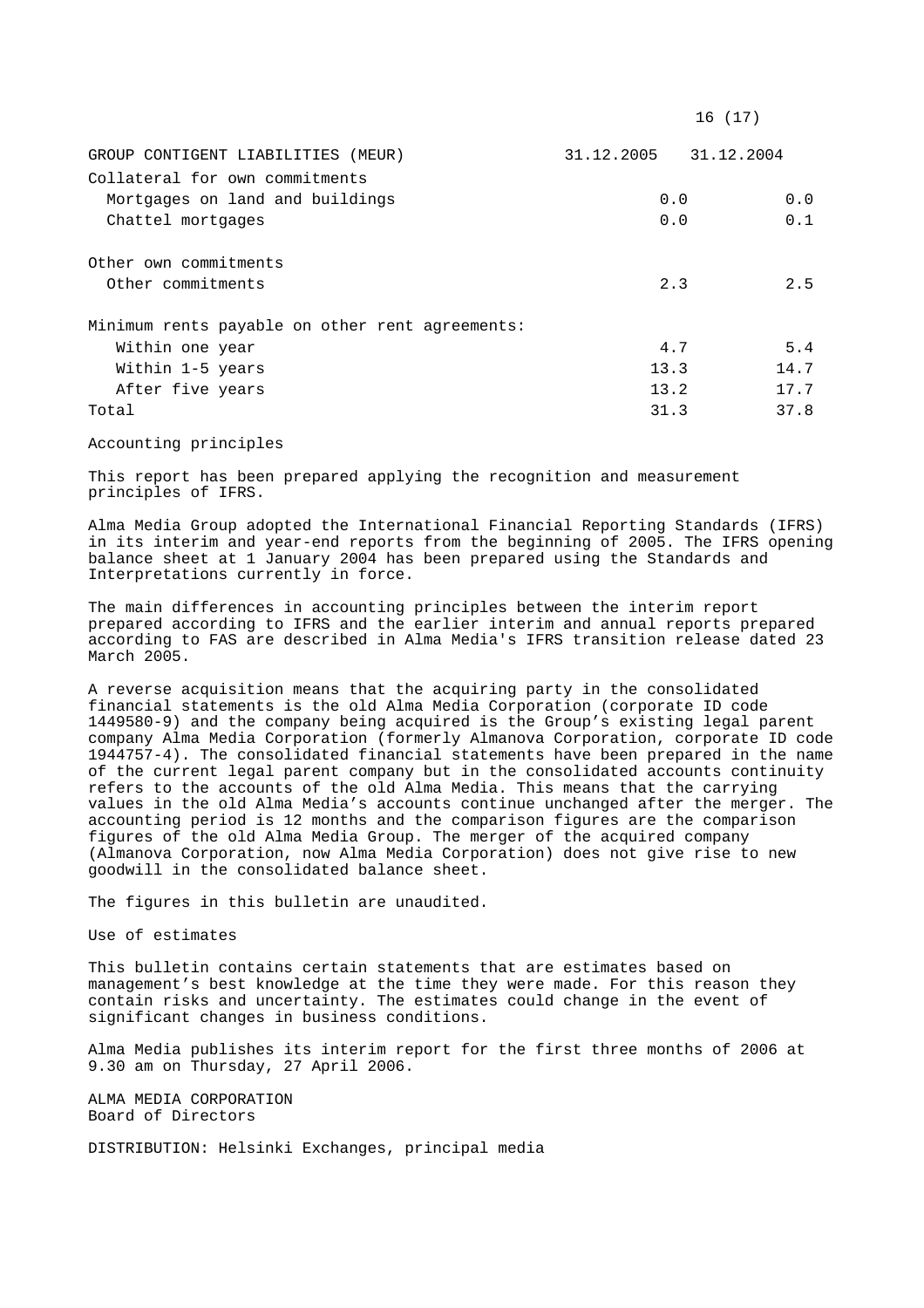| GROUP CONTIGENT LIABILITIES (MEUR) | 31.12.2005 | 31.12.2004 |
|---|---|---|
| Collateral for own commitments | | |
| Mortgages on land and buildings | 0.0 | 0.0 |
| Chattel mortgages | 0.0 | 0.1 |
| | | |
| Other own commitments | | |
| Other commitments | 2.3 | 2.5 |
| | | |
| Minimum rents payable on other rent agreements: | | |
| Within one year | 4.7 | 5.4 |
| Within 1-5 years | 13.3 | 14.7 |
| After five years | 13.2 | 17.7 |
| Total | 31.3 | 37.8 |

Accounting principles

This report has been prepared applying the recognition and measurement principles of IFRS.

Alma Media Group adopted the International Financial Reporting Standards (IFRS) in its interim and year-end reports from the beginning of 2005. The IFRS opening balance sheet at 1 January 2004 has been prepared using the Standards and Interpretations currently in force.

The main differences in accounting principles between the interim report prepared according to IFRS and the earlier interim and annual reports prepared according to FAS are described in Alma Media's IFRS transition release dated 23 March 2005.

A reverse acquisition means that the acquiring party in the consolidated financial statements is the old Alma Media Corporation (corporate ID code 1449580-9) and the company being acquired is the Group's existing legal parent company Alma Media Corporation (formerly Almanova Corporation, corporate ID code 1944757-4). The consolidated financial statements have been prepared in the name of the current legal parent company but in the consolidated accounts continuity refers to the accounts of the old Alma Media. This means that the carrying values in the old Alma Media's accounts continue unchanged after the merger. The accounting period is 12 months and the comparison figures are the comparison figures of the old Alma Media Group. The merger of the acquired company (Almanova Corporation, now Alma Media Corporation) does not give rise to new goodwill in the consolidated balance sheet.

The figures in this bulletin are unaudited.

Use of estimates

This bulletin contains certain statements that are estimates based on management's best knowledge at the time they were made. For this reason they contain risks and uncertainty. The estimates could change in the event of significant changes in business conditions.

Alma Media publishes its interim report for the first three months of 2006 at 9.30 am on Thursday, 27 April 2006.

ALMA MEDIA CORPORATION
Board of Directors

DISTRIBUTION: Helsinki Exchanges, principal media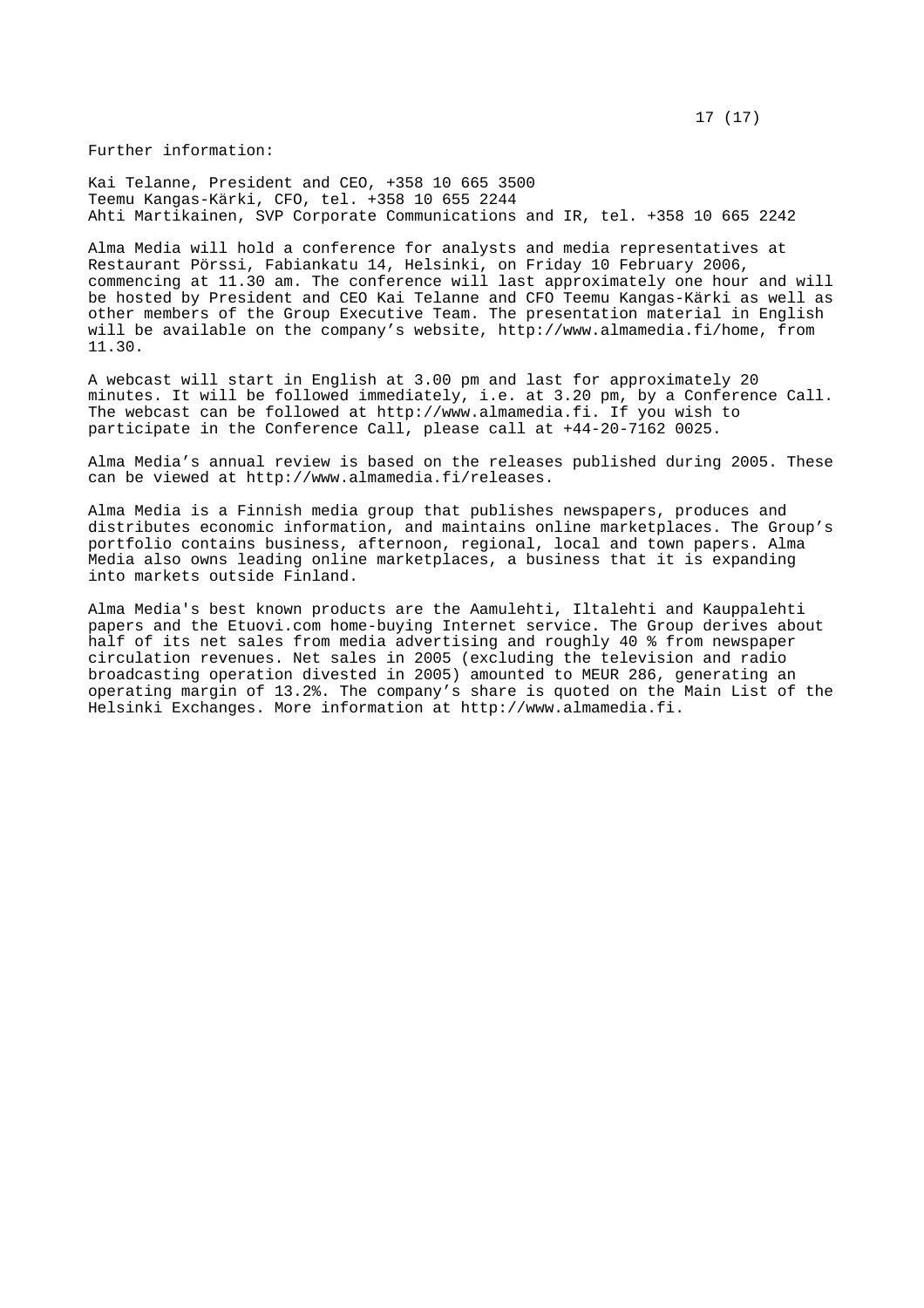Further information:

Kai Telanne, President and CEO, +358 10 665 3500
Teemu Kangas-Kärki, CFO, tel. +358 10 655 2244
Ahti Martikainen, SVP Corporate Communications and IR, tel. +358 10 665 2242

Alma Media will hold a conference for analysts and media representatives at Restaurant Pörssi, Fabiankatu 14, Helsinki, on Friday 10 February 2006, commencing at 11.30 am. The conference will last approximately one hour and will be hosted by President and CEO Kai Telanne and CFO Teemu Kangas-Kärki as well as other members of the Group Executive Team. The presentation material in English will be available on the company's website, http://www.almamedia.fi/home, from 11.30.

A webcast will start in English at 3.00 pm and last for approximately 20 minutes. It will be followed immediately, i.e. at 3.20 pm, by a Conference Call. The webcast can be followed at http://www.almamedia.fi. If you wish to participate in the Conference Call, please call at +44-20-7162 0025.

Alma Media's annual review is based on the releases published during 2005. These can be viewed at http://www.almamedia.fi/releases.

Alma Media is a Finnish media group that publishes newspapers, produces and distributes economic information, and maintains online marketplaces. The Group's portfolio contains business, afternoon, regional, local and town papers. Alma Media also owns leading online marketplaces, a business that it is expanding into markets outside Finland.

Alma Media's best known products are the Aamulehti, Iltalehti and Kauppalehti papers and the Etuovi.com home-buying Internet service. The Group derives about half of its net sales from media advertising and roughly 40 % from newspaper circulation revenues. Net sales in 2005 (excluding the television and radio broadcasting operation divested in 2005) amounted to MEUR 286, generating an operating margin of 13.2%. The company's share is quoted on the Main List of the Helsinki Exchanges. More information at http://www.almamedia.fi.